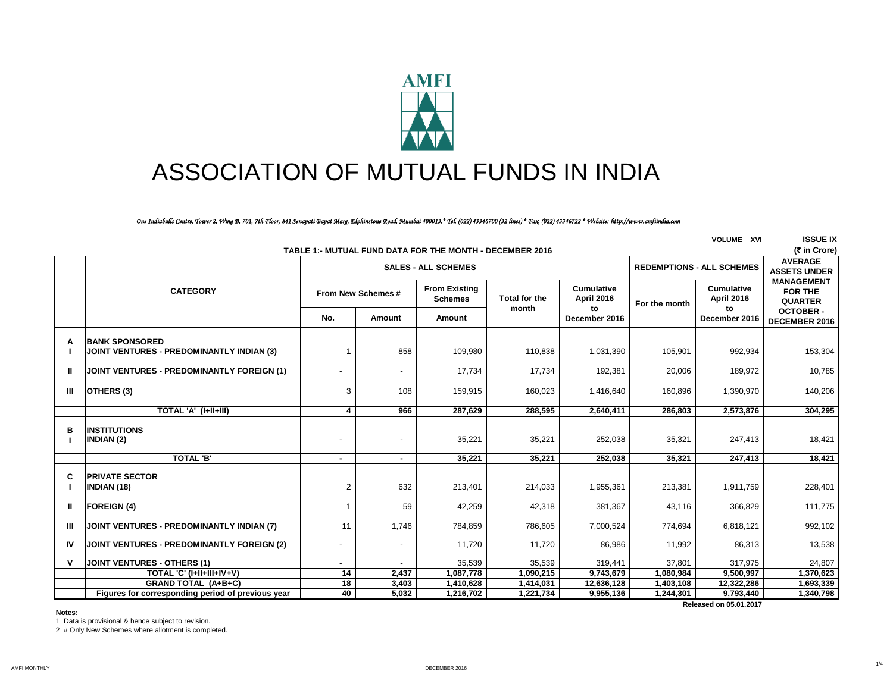# ASSOCIATION OF MUTUAL FUNDS IN INDIA

*One Indiabulls Centre, Tower 2, Wing B, 701, 7th Floor, 841 Senapati Bapat Marg, Elphinstone Road, Mumbai 400013.* Tel. (022) 43346700 (32 lines) * Fax. (022) 43346722 * Website: http://www.amfiindia.com*

VOLUME XVI ISSUE IX

**TABLE 1:- MUTUAL FUND DATA FOR THE MONTH - DECEMBER 2016** (₹ in Crore)

| | CATEGORY | SALES - ALL SCHEMES | | | | | REDEMPTIONS - ALL SCHEMES | | AVERAGE ASSETS UNDER MANAGEMENT FOR THE QUARTER |
|---|---|---|---|---|---|---|---|---|---|
| | | From New Schemes # | | From Existing Schemes | Total for the month | Cumulative April 2016 to December 2016 | For the month | Cumulative April 2016 to December 2016 | |
| | | No. | Amount | Amount | | | | | OCTOBER - DECEMBER 2016 |
| **A** | **BANK SPONSORED** | | | | | | | | |
| I | JOINT VENTURES - PREDOMINANTLY INDIAN (3) | 1 | 858 | 109,980 | 110,838 | 1,031,390 | 105,901 | 992,934 | 153,304 |
| II | JOINT VENTURES - PREDOMINANTLY FOREIGN (1) | - | - | 17,734 | 17,734 | 192,381 | 20,006 | 189,972 | 10,785 |
| III | OTHERS (3) | 3 | 108 | 159,915 | 160,023 | 1,416,640 | 160,896 | 1,390,970 | 140,206 |
| | **TOTAL 'A' (I+II+III)** | **4** | **966** | **287,629** | **288,595** | **2,640,411** | **286,803** | **2,573,876** | **304,295** |
| **B** | **INSTITUTIONS** | | | | | | | | |
| I | INDIAN (2) | - | - | 35,221 | 35,221 | 252,038 | 35,321 | 247,413 | 18,421 |
| | **TOTAL 'B'** | **-** | **-** | **35,221** | **35,221** | **252,038** | **35,321** | **247,413** | **18,421** |
| **C** | **PRIVATE SECTOR** | | | | | | | | |
| I | INDIAN (18) | 2 | 632 | 213,401 | 214,033 | 1,955,361 | 213,381 | 1,911,759 | 228,401 |
| II | FOREIGN (4) | 1 | 59 | 42,259 | 42,318 | 381,367 | 43,116 | 366,829 | 111,775 |
| III | JOINT VENTURES - PREDOMINANTLY INDIAN (7) | 11 | 1,746 | 784,859 | 786,605 | 7,000,524 | 774,694 | 6,818,121 | 992,102 |
| IV | JOINT VENTURES - PREDOMINANTLY FOREIGN (2) | - | - | 11,720 | 11,720 | 86,986 | 11,992 | 86,313 | 13,538 |
| V | JOINT VENTURES - OTHERS (1) | - | - | 35,539 | 35,539 | 319,441 | 37,801 | 317,975 | 24,807 |
| | **TOTAL 'C' (I+II+III+IV+V)** | **14** | **2,437** | **1,087,778** | **1,090,215** | **9,743,679** | **1,080,984** | **9,500,997** | **1,370,623** |
| | **GRAND TOTAL (A+B+C)** | **18** | **3,403** | **1,410,628** | **1,414,031** | **12,636,128** | **1,403,108** | **12,322,286** | **1,693,339** |
| | **Figures for corresponding period of previous year** | **40** | **5,032** | **1,216,702** | **1,221,734** | **9,955,136** | **1,244,301** | **9,793,440** | **1,340,798** |

**Released on 05.01.2017**

**Notes:**

1 Data is provisional & hence subject to revision.

2 # Only New Schemes where allotment is completed.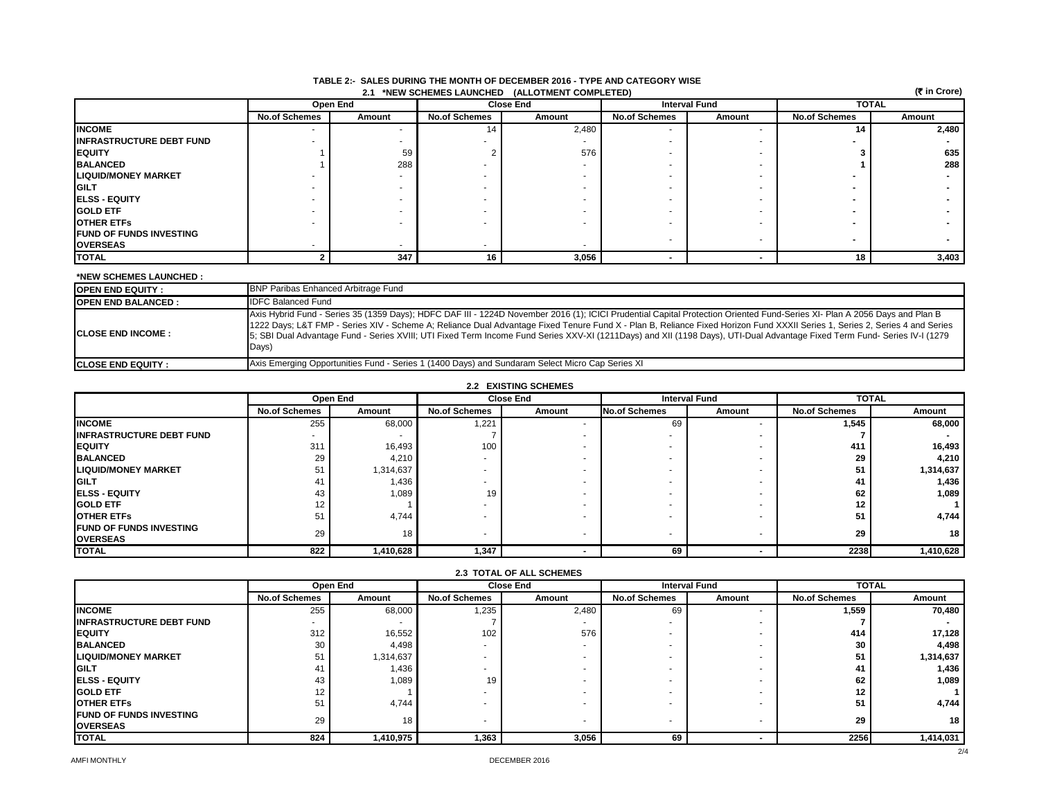## TABLE 2:- SALES DURING THE MONTH OF DECEMBER 2016 - TYPE AND CATEGORY WISE

### 2.1 *NEW SCHEMES LAUNCHED (ALLOTMENT COMPLETED)

(₹ in Crore)

| | Open End | | Close End | | Interval Fund | | TOTAL | |
|---|---|---|---|---|---|---|---|---|
| | No.of Schemes | Amount | No.of Schemes | Amount | No.of Schemes | Amount | No.of Schemes | Amount |
| **INCOME** | - | - | 14 | 2,480 | - | - | **14** | **2,480** |
| **INFRASTRUCTURE DEBT FUND** | - | - | - | - | - | - | **-** | **-** |
| **EQUITY** | 1 | 59 | 2 | 576 | - | - | **3** | **635** |
| **BALANCED** | 1 | 288 | - | - | - | - | **1** | **288** |
| **LIQUID/MONEY MARKET** | - | - | - | - | - | - | **-** | **-** |
| **GILT** | - | - | - | - | - | - | **-** | **-** |
| **ELSS - EQUITY** | - | - | - | - | - | - | **-** | **-** |
| **GOLD ETF** | - | - | - | - | - | - | **-** | **-** |
| **OTHER ETFs** | - | - | - | - | - | - | **-** | **-** |
| **FUND OF FUNDS INVESTING OVERSEAS** | - | - | - | - | - | - | **-** | **-** |
| **TOTAL** | **2** | **347** | **16** | **3,056** | **-** | **-** | **18** | **3,403** |

**\*NEW SCHEMES LAUNCHED :**

| | |
|---|---|
| **OPEN END EQUITY :** | BNP Paribas Enhanced Arbitrage Fund |
| **OPEN END BALANCED :** | IDFC Balanced Fund |
| **CLOSE END INCOME :** | Axis Hybrid Fund - Series 35 (1359 Days); HDFC DAF III - 1224D November 2016 (1); ICICI Prudential Capital Protection Oriented Fund-Series XI- Plan A 2056 Days and Plan B 1222 Days; L&T FMP - Series XIV - Scheme A; Reliance Dual Advantage Fixed Tenure Fund X - Plan B, Reliance Fixed Horizon Fund XXXII Series 1, Series 2, Series 4 and Series 5; SBI Dual Advantage Fund - Series XVIII; UTI Fixed Term Income Fund Series XXV-XI (1211Days) and XII (1198 Days), UTI-Dual Advantage Fixed Term Fund- Series IV-I (1279 Days) |
| **CLOSE END EQUITY :** | Axis Emerging Opportunities Fund - Series 1 (1400 Days) and Sundaram Select Micro Cap Series XI |

### 2.2 EXISTING SCHEMES

| | Open End | | Close End | | Interval Fund | | TOTAL | |
|---|---|---|---|---|---|---|---|---|
| | No.of Schemes | Amount | No.of Schemes | Amount | No.of Schemes | Amount | No.of Schemes | Amount |
| **INCOME** | 255 | 68,000 | 1,221 | - | 69 | - | **1,545** | **68,000** |
| **INFRASTRUCTURE DEBT FUND** | - | - | 7 | - | - | - | **7** | **-** |
| **EQUITY** | 311 | 16,493 | 100 | - | - | - | **411** | **16,493** |
| **BALANCED** | 29 | 4,210 | - | - | - | - | **29** | **4,210** |
| **LIQUID/MONEY MARKET** | 51 | 1,314,637 | - | - | - | - | **51** | **1,314,637** |
| **GILT** | 41 | 1,436 | - | - | - | - | **41** | **1,436** |
| **ELSS - EQUITY** | 43 | 1,089 | 19 | - | - | - | **62** | **1,089** |
| **GOLD ETF** | 12 | 1 | - | - | - | - | **12** | **1** |
| **OTHER ETFs** | 51 | 4,744 | - | - | - | - | **51** | **4,744** |
| **FUND OF FUNDS INVESTING OVERSEAS** | 29 | 18 | - | - | - | - | **29** | **18** |
| **TOTAL** | **822** | **1,410,628** | **1,347** | **-** | **69** | **-** | **2238** | **1,410,628** |

### 2.3 TOTAL OF ALL SCHEMES

| | Open End | | Close End | | Interval Fund | | TOTAL | |
|---|---|---|---|---|---|---|---|---|
| | No.of Schemes | Amount | No.of Schemes | Amount | No.of Schemes | Amount | No.of Schemes | Amount |
| **INCOME** | 255 | 68,000 | 1,235 | 2,480 | 69 | - | **1,559** | **70,480** |
| **INFRASTRUCTURE DEBT FUND** | - | - | 7 | - | - | - | **7** | **-** |
| **EQUITY** | 312 | 16,552 | 102 | 576 | - | - | **414** | **17,128** |
| **BALANCED** | 30 | 4,498 | - | - | - | - | **30** | **4,498** |
| **LIQUID/MONEY MARKET** | 51 | 1,314,637 | - | - | - | - | **51** | **1,314,637** |
| **GILT** | 41 | 1,436 | - | - | - | - | **41** | **1,436** |
| **ELSS - EQUITY** | 43 | 1,089 | 19 | - | - | - | **62** | **1,089** |
| **GOLD ETF** | 12 | 1 | - | - | - | - | **12** | **1** |
| **OTHER ETFs** | 51 | 4,744 | - | - | - | - | **51** | **4,744** |
| **FUND OF FUNDS INVESTING OVERSEAS** | 29 | 18 | - | - | - | - | **29** | **18** |
| **TOTAL** | **824** | **1,410,975** | **1,363** | **3,056** | **69** | **-** | **2256** | **1,414,031** |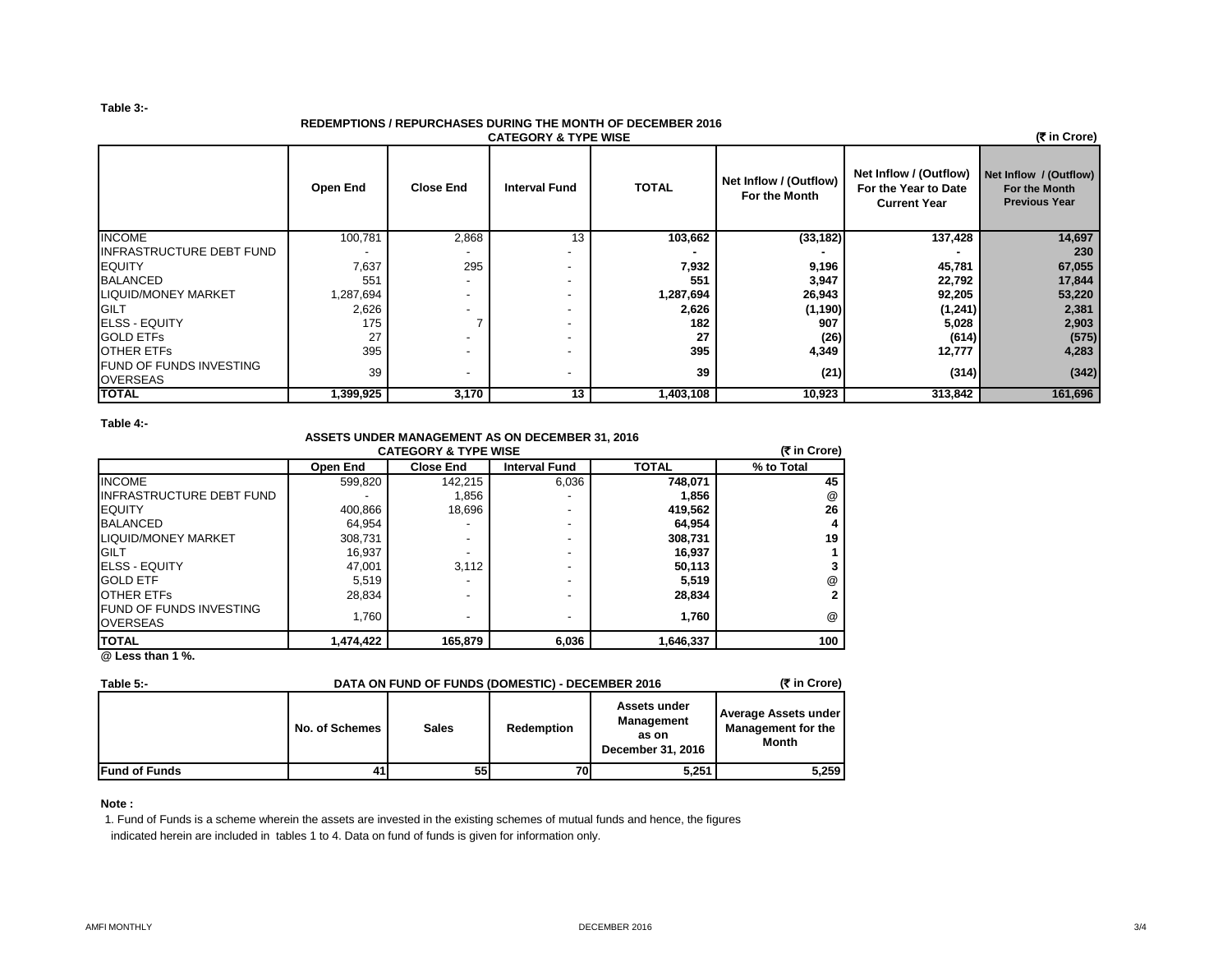**Table 3:-**

**REDEMPTIONS / REPURCHASES DURING THE MONTH OF DECEMBER 2016**

**CATEGORY & TYPE WISE**

**(₹ in Crore)**

| | Open End | Close End | Interval Fund | TOTAL | Net Inflow / (Outflow) For the Month | Net Inflow / (Outflow) For the Year to Date Current Year | Net Inflow / (Outflow) For the Month Previous Year |
|---|---|---|---|---|---|---|---|
| INCOME | 100,781 | 2,868 | 13 | **103,662** | **(33,182)** | **137,428** | **14,697** |
| INFRASTRUCTURE DEBT FUND | - | - | - | - | - | - | **230** |
| EQUITY | 7,637 | 295 | - | **7,932** | **9,196** | **45,781** | **67,055** |
| BALANCED | 551 | - | - | **551** | **3,947** | **22,792** | **17,844** |
| LIQUID/MONEY MARKET | 1,287,694 | - | - | **1,287,694** | **26,943** | **92,205** | **53,220** |
| GILT | 2,626 | - | - | **2,626** | **(1,190)** | **(1,241)** | **2,381** |
| ELSS - EQUITY | 175 | 7 | - | **182** | **907** | **5,028** | **2,903** |
| GOLD ETFs | 27 | - | - | **27** | **(26)** | **(614)** | **(575)** |
| OTHER ETFs | 395 | - | - | **395** | **4,349** | **12,777** | **4,283** |
| FUND OF FUNDS INVESTING OVERSEAS | 39 | - | - | **39** | **(21)** | **(314)** | **(342)** |
| **TOTAL** | **1,399,925** | **3,170** | **13** | **1,403,108** | **10,923** | **313,842** | **161,696** |

**Table 4:-**

**ASSETS UNDER MANAGEMENT AS ON DECEMBER 31, 2016**

**CATEGORY & TYPE WISE**

**(₹ in Crore)**

| | Open End | Close End | Interval Fund | TOTAL | % to Total |
|---|---|---|---|---|---|
| INCOME | 599,820 | 142,215 | 6,036 | **748,071** | **45** |
| INFRASTRUCTURE DEBT FUND | - | 1,856 | - | **1,856** | @ |
| EQUITY | 400,866 | 18,696 | - | **419,562** | **26** |
| BALANCED | 64,954 | - | - | **64,954** | **4** |
| LIQUID/MONEY MARKET | 308,731 | - | - | **308,731** | **19** |
| GILT | 16,937 | - | - | **16,937** | **1** |
| ELSS - EQUITY | 47,001 | 3,112 | - | **50,113** | **3** |
| GOLD ETF | 5,519 | - | - | **5,519** | @ |
| OTHER ETFs | 28,834 | - | - | **28,834** | **2** |
| FUND OF FUNDS INVESTING OVERSEAS | 1,760 | - | - | **1,760** | @ |
| **TOTAL** | **1,474,422** | **165,879** | **6,036** | **1,646,337** | **100** |

**@ Less than 1 %.**

**Table 5:-**

**DATA ON FUND OF FUNDS (DOMESTIC) - DECEMBER 2016**

**(₹ in Crore)**

| | No. of Schemes | Sales | Redemption | Assets under Management as on December 31, 2016 | Average Assets under Management for the Month |
|---|---|---|---|---|---|
| **Fund of Funds** | **41** | **55** | **70** | **5,251** | **5,259** |

**Note :**

1. Fund of Funds is a scheme wherein the assets are invested in the existing schemes of mutual funds and hence, the figures indicated herein are included in tables 1 to 4. Data on fund of funds is given for information only.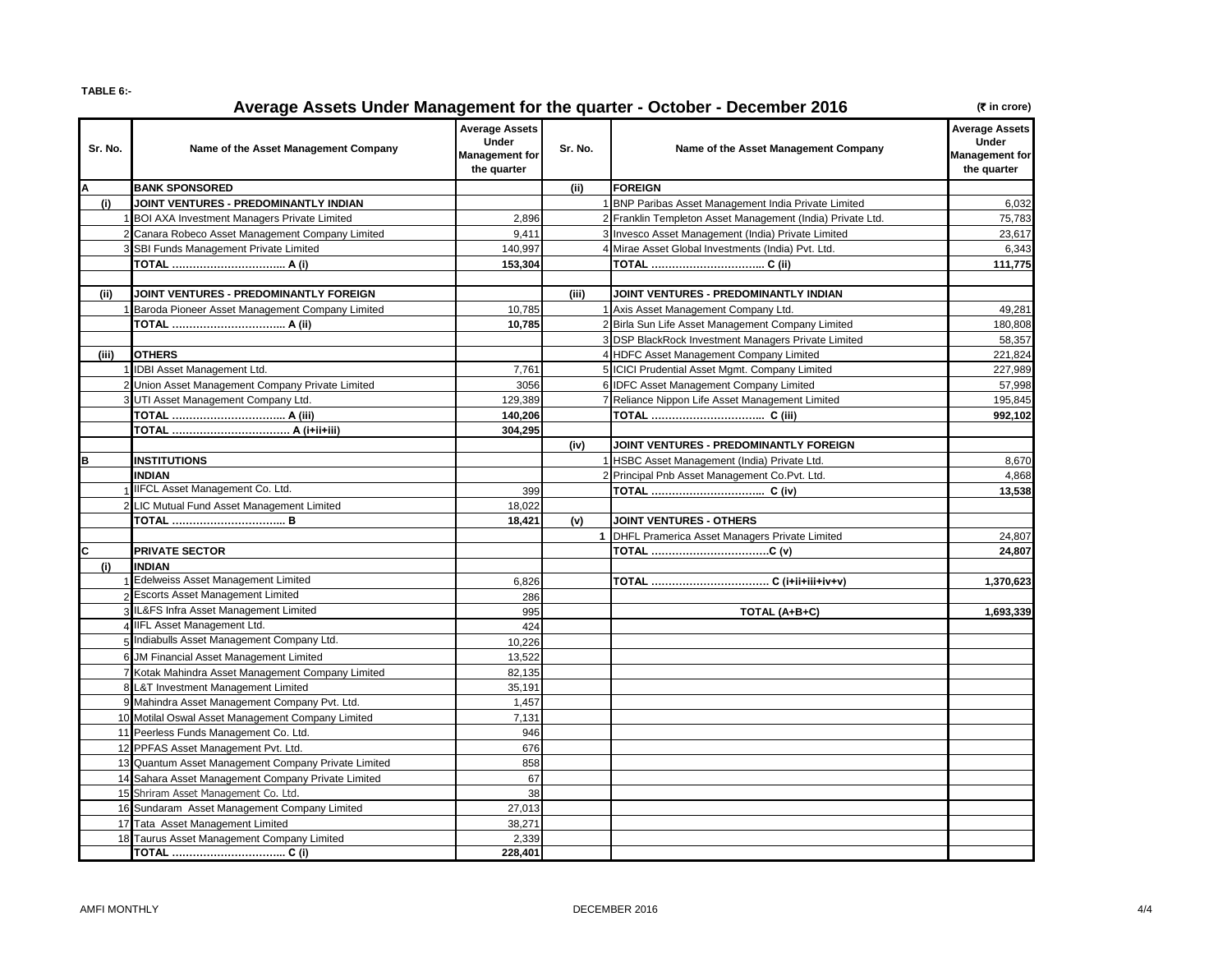TABLE 6:-

## Average Assets Under Management for the quarter - October - December 2016

(₹ in crore)

| Sr. No. | Name of the Asset Management Company | Average Assets Under Management for the quarter | Sr. No. | Name of the Asset Management Company | Average Assets Under Management for the quarter |
|---|---|---|---|---|---|
| **A** | **BANK SPONSORED** | | **(ii)** | **FOREIGN** | |
| **(i)** | **JOINT VENTURES - PREDOMINANTLY INDIAN** | | 1 | BNP Paribas Asset Management India Private Limited | 6,032 |
| 1 | BOI AXA Investment Managers Private Limited | 2,896 | 2 | Franklin Templeton Asset Management (India) Private Ltd. | 75,783 |
| 2 | Canara Robeco Asset Management Company Limited | 9,411 | 3 | Invesco Asset Management (India) Private Limited | 23,617 |
| 3 | SBI Funds Management Private Limited | 140,997 | 4 | Mirae Asset Global Investments (India) Pvt. Ltd. | 6,343 |
| | **TOTAL ………………………….. A (i)** | **153,304** | | **TOTAL ………………………….. C (ii)** | **111,775** |
| | | | | | |
| **(ii)** | **JOINT VENTURES - PREDOMINANTLY FOREIGN** | | **(iii)** | **JOINT VENTURES - PREDOMINANTLY INDIAN** | |
| 1 | Baroda Pioneer Asset Management Company Limited | 10,785 | 1 | Axis Asset Management Company Ltd. | 49,281 |
| | **TOTAL ………………………….. A (ii)** | **10,785** | 2 | Birla Sun Life Asset Management Company Limited | 180,808 |
| | | | 3 | DSP BlackRock Investment Managers Private Limited | 58,357 |
| **(iii)** | **OTHERS** | | 4 | HDFC Asset Management Company Limited | 221,824 |
| 1 | IDBI Asset Management Ltd. | 7,761 | 5 | ICICI Prudential Asset Mgmt. Company Limited | 227,989 |
| 2 | Union Asset Management Company Private Limited | 3056 | 6 | IDFC Asset Management Company Limited | 57,998 |
| 3 | UTI Asset Management Company Ltd. | 129,389 | 7 | Reliance Nippon Life Asset Management Limited | 195,845 |
| | **TOTAL ………………………….. A (iii)** | **140,206** | | **TOTAL ………………………….. C (iii)** | **992,102** |
| | **TOTAL ……………………………. A (i+ii+iii)** | **304,295** | | | |
| | | | **(iv)** | **JOINT VENTURES - PREDOMINANTLY FOREIGN** | |
| **B** | **INSTITUTIONS** | | 1 | HSBC Asset Management (India) Private Ltd. | 8,670 |
| | **INDIAN** | | 2 | Principal Pnb Asset Management Co.Pvt. Ltd. | 4,868 |
| 1 | IIFCL Asset Management Co. Ltd. | 399 | | **TOTAL ………………………….. C (iv)** | **13,538** |
| 2 | LIC Mutual Fund Asset Management Limited | 18,022 | | | |
| | **TOTAL ………………………….. B** | **18,421** | **(v)** | **JOINT VENTURES - OTHERS** | |
| | | | **1** | DHFL Pramerica Asset Managers Private Limited | 24,807 |
| **C** | **PRIVATE SECTOR** | | | **TOTAL …………………………….C (v)** | **24,807** |
| **(i)** | **INDIAN** | | | | |
| 1 | Edelweiss Asset Management Limited | 6,826 | | **TOTAL ……………………………. C (i+ii+iii+iv+v)** | **1,370,623** |
| 2 | Escorts Asset Management Limited | 286 | | | |
| 3 | IL&FS Infra Asset Management Limited | 995 | | **TOTAL (A+B+C)** | **1,693,339** |
| 4 | IIFL Asset Management Ltd. | 424 | | | |
| 5 | Indiabulls Asset Management Company Ltd. | 10,226 | | | |
| 6 | JM Financial Asset Management Limited | 13,522 | | | |
| 7 | Kotak Mahindra Asset Management Company Limited | 82,135 | | | |
| 8 | L&T Investment Management Limited | 35,191 | | | |
| 9 | Mahindra Asset Management Company Pvt. Ltd. | 1,457 | | | |
| 10 | Motilal Oswal Asset Management Company Limited | 7,131 | | | |
| 11 | Peerless Funds Management Co. Ltd. | 946 | | | |
| 12 | PPFAS Asset Management Pvt. Ltd. | 676 | | | |
| 13 | Quantum Asset Management Company Private Limited | 858 | | | |
| 14 | Sahara Asset Management Company Private Limited | 67 | | | |
| 15 | Shriram Asset Management Co. Ltd. | 38 | | | |
| 16 | Sundaram Asset Management Company Limited | 27,013 | | | |
| 17 | Tata Asset Management Limited | 38,271 | | | |
| 18 | Taurus Asset Management Company Limited | 2,339 | | | |
| | **TOTAL ………………………….. C (i)** | **228,401** | | | |

AMFI MONTHLY DECEMBER 2016